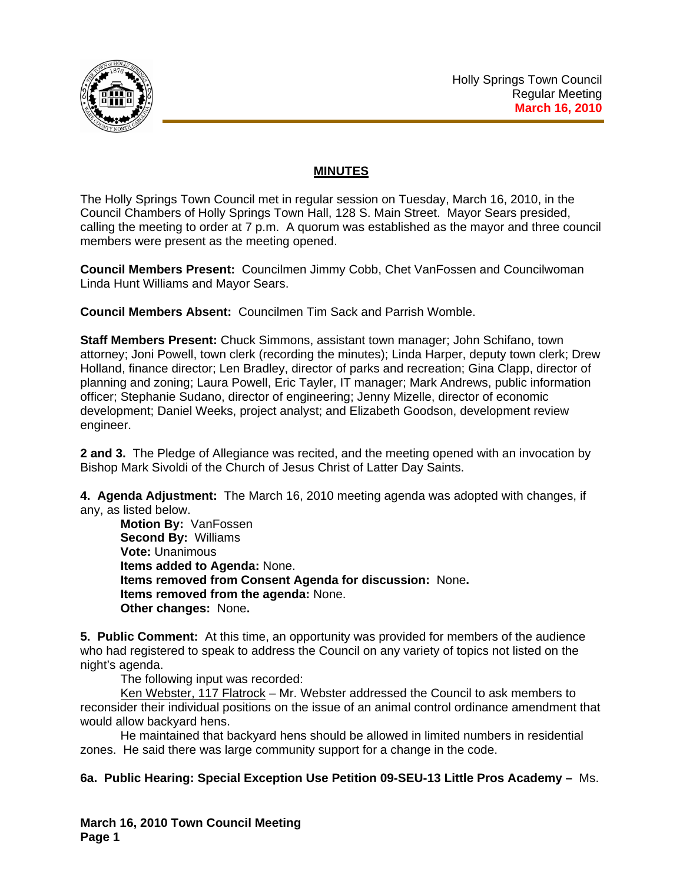Holly Springs Town Council
Regular Meeting
**March 16, 2010**

## MINUTES

The Holly Springs Town Council met in regular session on Tuesday, March 16, 2010, in the Council Chambers of Holly Springs Town Hall, 128 S. Main Street. Mayor Sears presided, calling the meeting to order at 7 p.m. A quorum was established as the mayor and three council members were present as the meeting opened.

**Council Members Present:** Councilmen Jimmy Cobb, Chet VanFossen and Councilwoman Linda Hunt Williams and Mayor Sears.

**Council Members Absent:** Councilmen Tim Sack and Parrish Womble.

**Staff Members Present:** Chuck Simmons, assistant town manager; John Schifano, town attorney; Joni Powell, town clerk (recording the minutes); Linda Harper, deputy town clerk; Drew Holland, finance director; Len Bradley, director of parks and recreation; Gina Clapp, director of planning and zoning; Laura Powell, Eric Tayler, IT manager; Mark Andrews, public information officer; Stephanie Sudano, director of engineering; Jenny Mizelle, director of economic development; Daniel Weeks, project analyst; and Elizabeth Goodson, development review engineer.

**2 and 3.** The Pledge of Allegiance was recited, and the meeting opened with an invocation by Bishop Mark Sivoldi of the Church of Jesus Christ of Latter Day Saints.

**4. Agenda Adjustment:** The March 16, 2010 meeting agenda was adopted with changes, if any, as listed below.

**Motion By:** VanFossen
**Second By:** Williams
**Vote:** Unanimous
**Items added to Agenda:** None.
**Items removed from Consent Agenda for discussion:** None**.**
**Items removed from the agenda:** None.
**Other changes:** None**.**

**5. Public Comment:** At this time, an opportunity was provided for members of the audience who had registered to speak to address the Council on any variety of topics not listed on the night's agenda.

The following input was recorded:

Ken Webster, 117 Flatrock – Mr. Webster addressed the Council to ask members to reconsider their individual positions on the issue of an animal control ordinance amendment that would allow backyard hens.

He maintained that backyard hens should be allowed in limited numbers in residential zones. He said there was large community support for a change in the code.

**6a. Public Hearing: Special Exception Use Petition 09-SEU-13 Little Pros Academy –** Ms.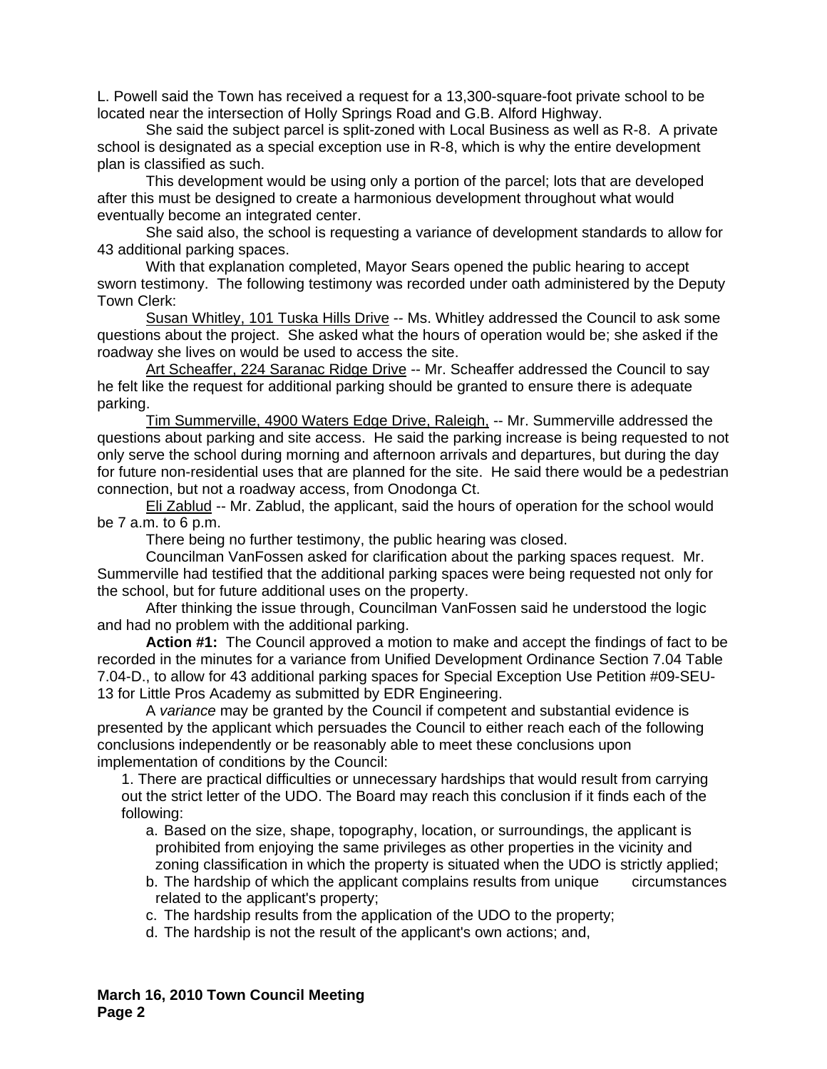L. Powell said the Town has received a request for a 13,300-square-foot private school to be located near the intersection of Holly Springs Road and G.B. Alford Highway.

She said the subject parcel is split-zoned with Local Business as well as R-8. A private school is designated as a special exception use in R-8, which is why the entire development plan is classified as such.

This development would be using only a portion of the parcel; lots that are developed after this must be designed to create a harmonious development throughout what would eventually become an integrated center.

She said also, the school is requesting a variance of development standards to allow for 43 additional parking spaces.

With that explanation completed, Mayor Sears opened the public hearing to accept sworn testimony. The following testimony was recorded under oath administered by the Deputy Town Clerk:

Susan Whitley, 101 Tuska Hills Drive -- Ms. Whitley addressed the Council to ask some questions about the project. She asked what the hours of operation would be; she asked if the roadway she lives on would be used to access the site.

Art Scheaffer, 224 Saranac Ridge Drive -- Mr. Scheaffer addressed the Council to say he felt like the request for additional parking should be granted to ensure there is adequate parking.

Tim Summerville, 4900 Waters Edge Drive, Raleigh, -- Mr. Summerville addressed the questions about parking and site access. He said the parking increase is being requested to not only serve the school during morning and afternoon arrivals and departures, but during the day for future non-residential uses that are planned for the site. He said there would be a pedestrian connection, but not a roadway access, from Onodonga Ct.

Eli Zablud -- Mr. Zablud, the applicant, said the hours of operation for the school would be 7 a.m. to 6 p.m.

There being no further testimony, the public hearing was closed.

Councilman VanFossen asked for clarification about the parking spaces request. Mr. Summerville had testified that the additional parking spaces were being requested not only for the school, but for future additional uses on the property.

After thinking the issue through, Councilman VanFossen said he understood the logic and had no problem with the additional parking.

**Action #1:** The Council approved a motion to make and accept the findings of fact to be recorded in the minutes for a variance from Unified Development Ordinance Section 7.04 Table 7.04-D., to allow for 43 additional parking spaces for Special Exception Use Petition #09-SEU-13 for Little Pros Academy as submitted by EDR Engineering.

A *variance* may be granted by the Council if competent and substantial evidence is presented by the applicant which persuades the Council to either reach each of the following conclusions independently or be reasonably able to meet these conclusions upon implementation of conditions by the Council:

1. There are practical difficulties or unnecessary hardships that would result from carrying out the strict letter of the UDO. The Board may reach this conclusion if it finds each of the following:
    a. Based on the size, shape, topography, location, or surroundings, the applicant is prohibited from enjoying the same privileges as other properties in the vicinity and zoning classification in which the property is situated when the UDO is strictly applied;
    b. The hardship of which the applicant complains results from unique circumstances related to the applicant's property;
    c. The hardship results from the application of the UDO to the property;
    d. The hardship is not the result of the applicant's own actions; and,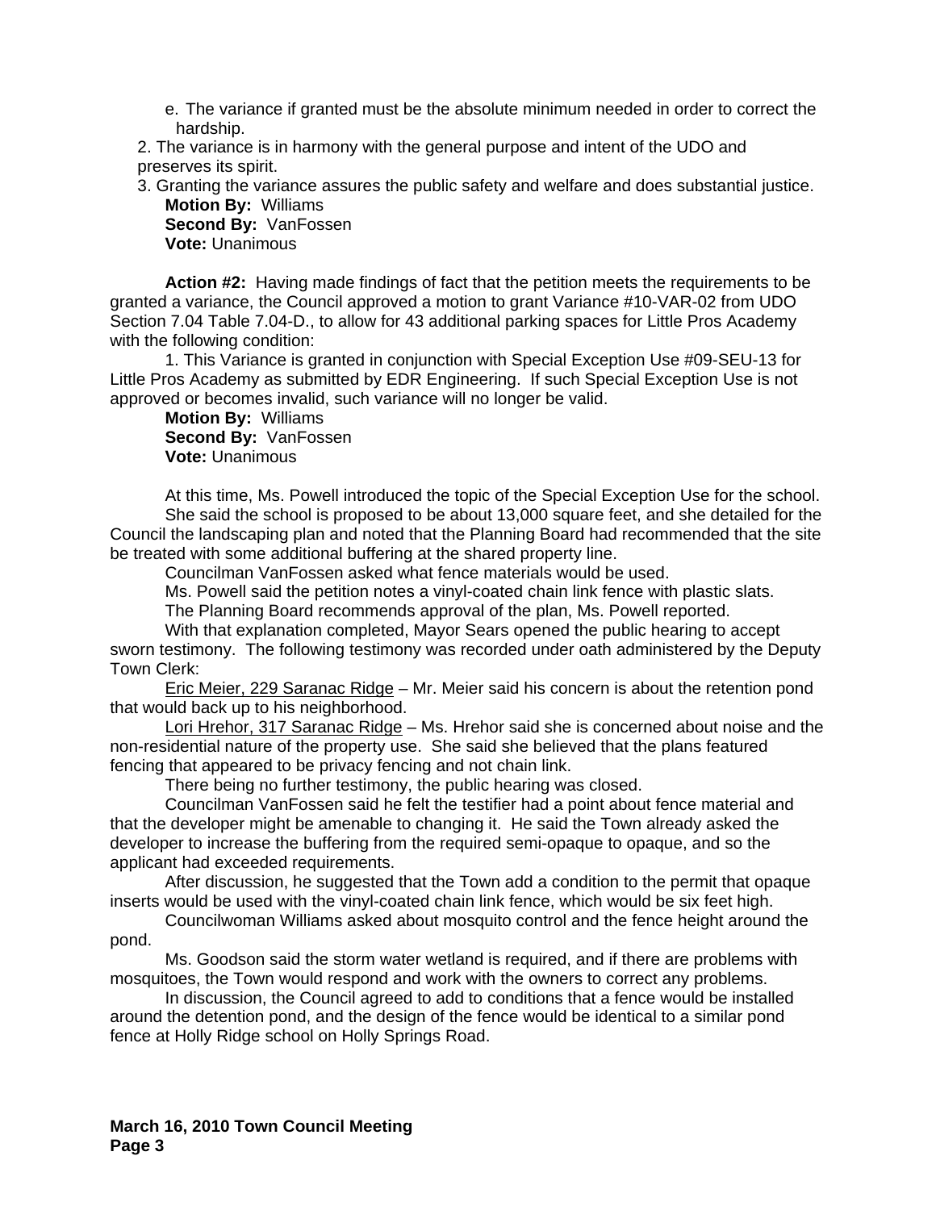e. The variance if granted must be the absolute minimum needed in order to correct the hardship.

2. The variance is in harmony with the general purpose and intent of the UDO and preserves its spirit.

3. Granting the variance assures the public safety and welfare and does substantial justice.

**Motion By:** Williams
**Second By:** VanFossen
**Vote:** Unanimous

**Action #2:** Having made findings of fact that the petition meets the requirements to be granted a variance, the Council approved a motion to grant Variance #10-VAR-02 from UDO Section 7.04 Table 7.04-D., to allow for 43 additional parking spaces for Little Pros Academy with the following condition:

1. This Variance is granted in conjunction with Special Exception Use #09-SEU-13 for Little Pros Academy as submitted by EDR Engineering. If such Special Exception Use is not approved or becomes invalid, such variance will no longer be valid.

**Motion By:** Williams
**Second By:** VanFossen
**Vote:** Unanimous

At this time, Ms. Powell introduced the topic of the Special Exception Use for the school.

She said the school is proposed to be about 13,000 square feet, and she detailed for the Council the landscaping plan and noted that the Planning Board had recommended that the site be treated with some additional buffering at the shared property line.

Councilman VanFossen asked what fence materials would be used.

Ms. Powell said the petition notes a vinyl-coated chain link fence with plastic slats.

The Planning Board recommends approval of the plan, Ms. Powell reported.

With that explanation completed, Mayor Sears opened the public hearing to accept sworn testimony. The following testimony was recorded under oath administered by the Deputy Town Clerk:

Eric Meier, 229 Saranac Ridge – Mr. Meier said his concern is about the retention pond that would back up to his neighborhood.

Lori Hrehor, 317 Saranac Ridge – Ms. Hrehor said she is concerned about noise and the non-residential nature of the property use. She said she believed that the plans featured fencing that appeared to be privacy fencing and not chain link.

There being no further testimony, the public hearing was closed.

Councilman VanFossen said he felt the testifier had a point about fence material and that the developer might be amenable to changing it. He said the Town already asked the developer to increase the buffering from the required semi-opaque to opaque, and so the applicant had exceeded requirements.

After discussion, he suggested that the Town add a condition to the permit that opaque inserts would be used with the vinyl-coated chain link fence, which would be six feet high.

Councilwoman Williams asked about mosquito control and the fence height around the pond.

Ms. Goodson said the storm water wetland is required, and if there are problems with mosquitoes, the Town would respond and work with the owners to correct any problems.

In discussion, the Council agreed to add to conditions that a fence would be installed around the detention pond, and the design of the fence would be identical to a similar pond fence at Holly Ridge school on Holly Springs Road.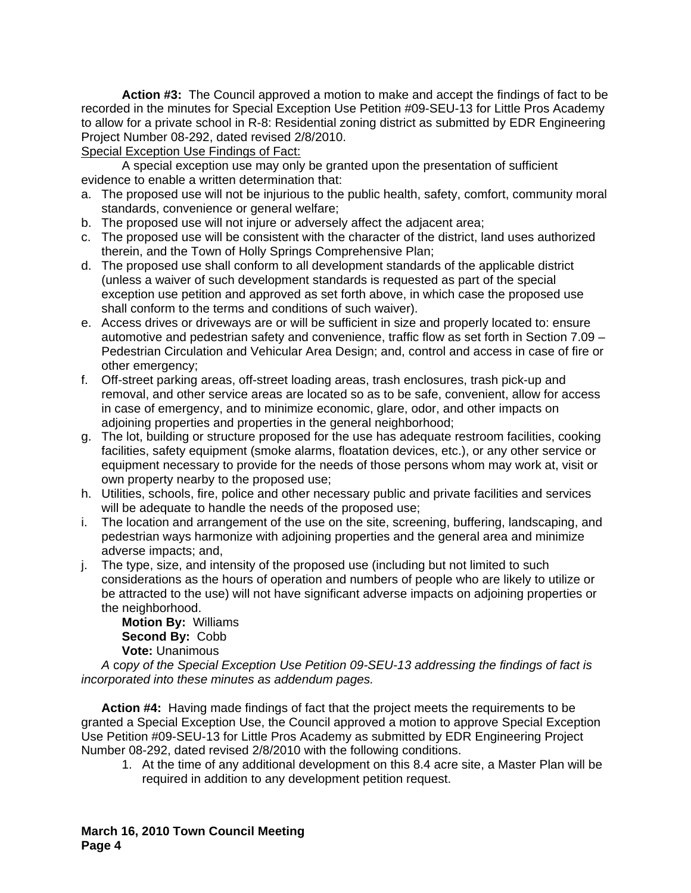**Action #3:** The Council approved a motion to make and accept the findings of fact to be recorded in the minutes for Special Exception Use Petition #09-SEU-13 for Little Pros Academy to allow for a private school in R-8: Residential zoning district as submitted by EDR Engineering Project Number 08-292, dated revised 2/8/2010.

Special Exception Use Findings of Fact:

A special exception use may only be granted upon the presentation of sufficient evidence to enable a written determination that:

a. The proposed use will not be injurious to the public health, safety, comfort, community moral standards, convenience or general welfare;
b. The proposed use will not injure or adversely affect the adjacent area;
c. The proposed use will be consistent with the character of the district, land uses authorized therein, and the Town of Holly Springs Comprehensive Plan;
d. The proposed use shall conform to all development standards of the applicable district (unless a waiver of such development standards is requested as part of the special exception use petition and approved as set forth above, in which case the proposed use shall conform to the terms and conditions of such waiver).
e. Access drives or driveways are or will be sufficient in size and properly located to: ensure automotive and pedestrian safety and convenience, traffic flow as set forth in Section 7.09 – Pedestrian Circulation and Vehicular Area Design; and, control and access in case of fire or other emergency;
f. Off-street parking areas, off-street loading areas, trash enclosures, trash pick-up and removal, and other service areas are located so as to be safe, convenient, allow for access in case of emergency, and to minimize economic, glare, odor, and other impacts on adjoining properties and properties in the general neighborhood;
g. The lot, building or structure proposed for the use has adequate restroom facilities, cooking facilities, safety equipment (smoke alarms, floatation devices, etc.), or any other service or equipment necessary to provide for the needs of those persons whom may work at, visit or own property nearby to the proposed use;
h. Utilities, schools, fire, police and other necessary public and private facilities and services will be adequate to handle the needs of the proposed use;
i. The location and arrangement of the use on the site, screening, buffering, landscaping, and pedestrian ways harmonize with adjoining properties and the general area and minimize adverse impacts; and,
j. The type, size, and intensity of the proposed use (including but not limited to such considerations as the hours of operation and numbers of people who are likely to utilize or be attracted to the use) will not have significant adverse impacts on adjoining properties or the neighborhood.

**Motion By:** Williams
**Second By:** Cobb
**Vote:** Unanimous

*A copy of the Special Exception Use Petition 09-SEU-13 addressing the findings of fact is incorporated into these minutes as addendum pages.*

**Action #4:** Having made findings of fact that the project meets the requirements to be granted a Special Exception Use, the Council approved a motion to approve Special Exception Use Petition #09-SEU-13 for Little Pros Academy as submitted by EDR Engineering Project Number 08-292, dated revised 2/8/2010 with the following conditions.

1. At the time of any additional development on this 8.4 acre site, a Master Plan will be required in addition to any development petition request.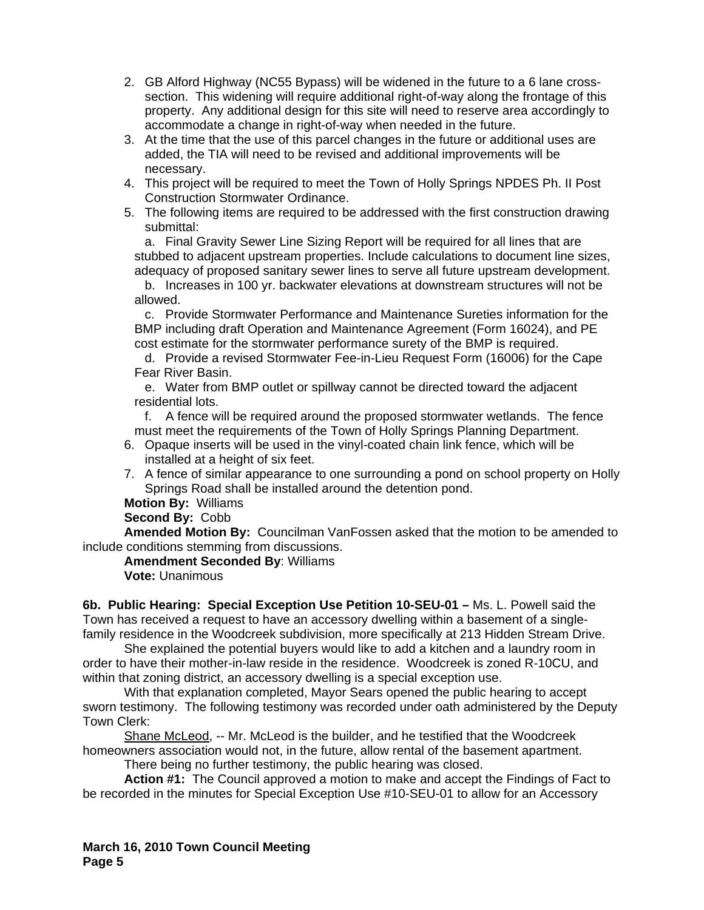2. GB Alford Highway (NC55 Bypass) will be widened in the future to a 6 lane cross-section. This widening will require additional right-of-way along the frontage of this property. Any additional design for this site will need to reserve area accordingly to accommodate a change in right-of-way when needed in the future.
3. At the time that the use of this parcel changes in the future or additional uses are added, the TIA will need to be revised and additional improvements will be necessary.
4. This project will be required to meet the Town of Holly Springs NPDES Ph. II Post Construction Stormwater Ordinance.
5. The following items are required to be addressed with the first construction drawing submittal:
   a. Final Gravity Sewer Line Sizing Report will be required for all lines that are stubbed to adjacent upstream properties. Include calculations to document line sizes, adequacy of proposed sanitary sewer lines to serve all future upstream development.
   b. Increases in 100 yr. backwater elevations at downstream structures will not be allowed.
   c. Provide Stormwater Performance and Maintenance Sureties information for the BMP including draft Operation and Maintenance Agreement (Form 16024), and PE cost estimate for the stormwater performance surety of the BMP is required.
   d. Provide a revised Stormwater Fee-in-Lieu Request Form (16006) for the Cape Fear River Basin.
   e. Water from BMP outlet or spillway cannot be directed toward the adjacent residential lots.
   f. A fence will be required around the proposed stormwater wetlands. The fence must meet the requirements of the Town of Holly Springs Planning Department.
6. Opaque inserts will be used in the vinyl-coated chain link fence, which will be installed at a height of six feet.
7. A fence of similar appearance to one surrounding a pond on school property on Holly Springs Road shall be installed around the detention pond.

**Motion By:** Williams

**Second By:** Cobb

**Amended Motion By:** Councilman VanFossen asked that the motion to be amended to include conditions stemming from discussions.

**Amendment Seconded By**: Williams

**Vote:** Unanimous

**6b. Public Hearing: Special Exception Use Petition 10-SEU-01 –** Ms. L. Powell said the Town has received a request to have an accessory dwelling within a basement of a single-family residence in the Woodcreek subdivision, more specifically at 213 Hidden Stream Drive.

She explained the potential buyers would like to add a kitchen and a laundry room in order to have their mother-in-law reside in the residence. Woodcreek is zoned R-10CU, and within that zoning district, an accessory dwelling is a special exception use.

With that explanation completed, Mayor Sears opened the public hearing to accept sworn testimony. The following testimony was recorded under oath administered by the Deputy Town Clerk:

Shane McLeod, -- Mr. McLeod is the builder, and he testified that the Woodcreek homeowners association would not, in the future, allow rental of the basement apartment.

There being no further testimony, the public hearing was closed.

**Action #1:** The Council approved a motion to make and accept the Findings of Fact to be recorded in the minutes for Special Exception Use #10-SEU-01 to allow for an Accessory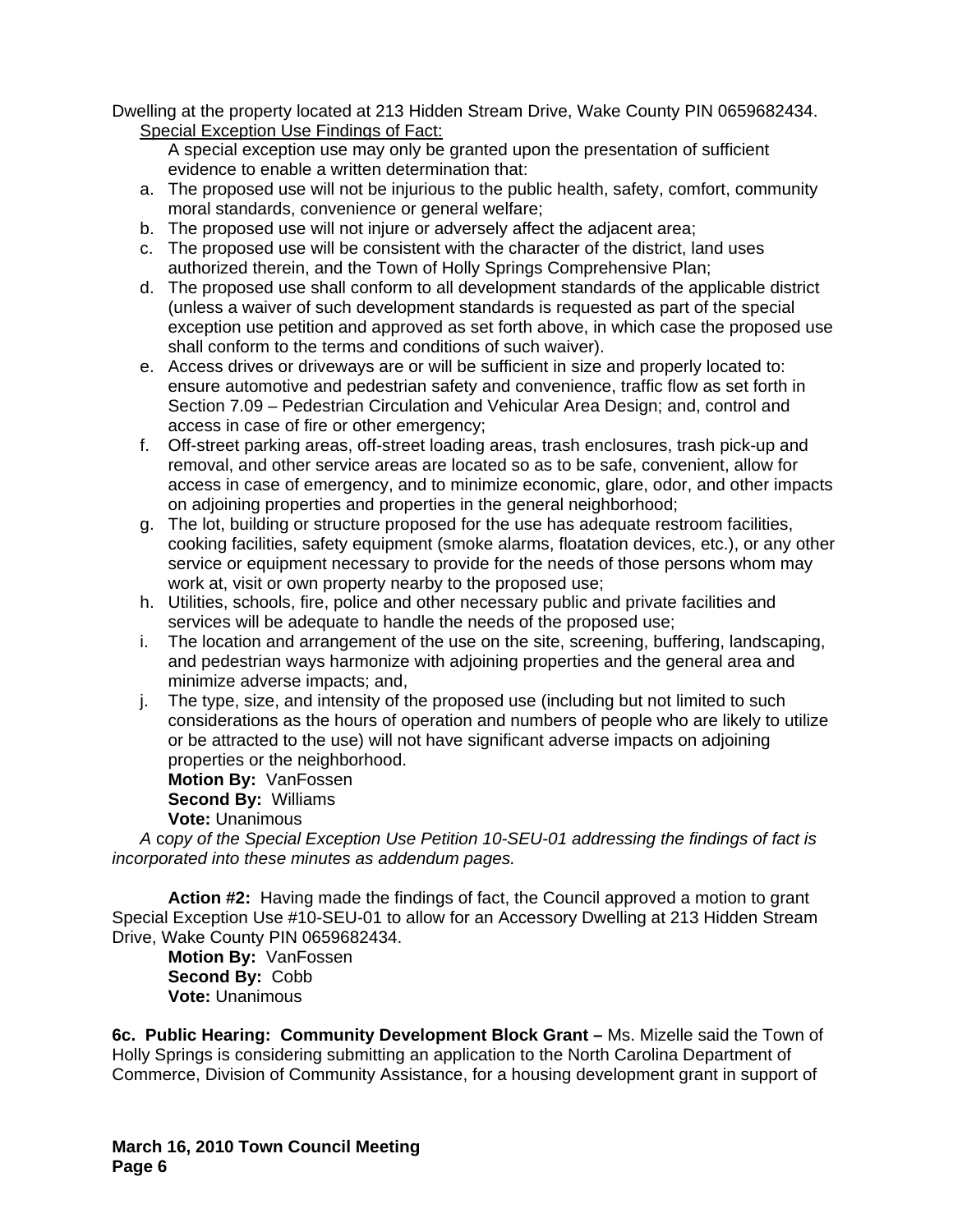Dwelling at the property located at 213 Hidden Stream Drive, Wake County PIN 0659682434.

Special Exception Use Findings of Fact:

A special exception use may only be granted upon the presentation of sufficient evidence to enable a written determination that:

a. The proposed use will not be injurious to the public health, safety, comfort, community moral standards, convenience or general welfare;
b. The proposed use will not injure or adversely affect the adjacent area;
c. The proposed use will be consistent with the character of the district, land uses authorized therein, and the Town of Holly Springs Comprehensive Plan;
d. The proposed use shall conform to all development standards of the applicable district (unless a waiver of such development standards is requested as part of the special exception use petition and approved as set forth above, in which case the proposed use shall conform to the terms and conditions of such waiver).
e. Access drives or driveways are or will be sufficient in size and properly located to: ensure automotive and pedestrian safety and convenience, traffic flow as set forth in Section 7.09 – Pedestrian Circulation and Vehicular Area Design; and, control and access in case of fire or other emergency;
f. Off-street parking areas, off-street loading areas, trash enclosures, trash pick-up and removal, and other service areas are located so as to be safe, convenient, allow for access in case of emergency, and to minimize economic, glare, odor, and other impacts on adjoining properties and properties in the general neighborhood;
g. The lot, building or structure proposed for the use has adequate restroom facilities, cooking facilities, safety equipment (smoke alarms, floatation devices, etc.), or any other service or equipment necessary to provide for the needs of those persons whom may work at, visit or own property nearby to the proposed use;
h. Utilities, schools, fire, police and other necessary public and private facilities and services will be adequate to handle the needs of the proposed use;
i. The location and arrangement of the use on the site, screening, buffering, landscaping, and pedestrian ways harmonize with adjoining properties and the general area and minimize adverse impacts; and,
j. The type, size, and intensity of the proposed use (including but not limited to such considerations as the hours of operation and numbers of people who are likely to utilize or be attracted to the use) will not have significant adverse impacts on adjoining properties or the neighborhood.

**Motion By:** VanFossen
**Second By:** Williams
**Vote:** Unanimous

*A copy of the Special Exception Use Petition 10-SEU-01 addressing the findings of fact is incorporated into these minutes as addendum pages.*

**Action #2:** Having made the findings of fact, the Council approved a motion to grant Special Exception Use #10-SEU-01 to allow for an Accessory Dwelling at 213 Hidden Stream Drive, Wake County PIN 0659682434.

**Motion By:** VanFossen
**Second By:** Cobb
**Vote:** Unanimous

**6c. Public Hearing: Community Development Block Grant –** Ms. Mizelle said the Town of Holly Springs is considering submitting an application to the North Carolina Department of Commerce, Division of Community Assistance, for a housing development grant in support of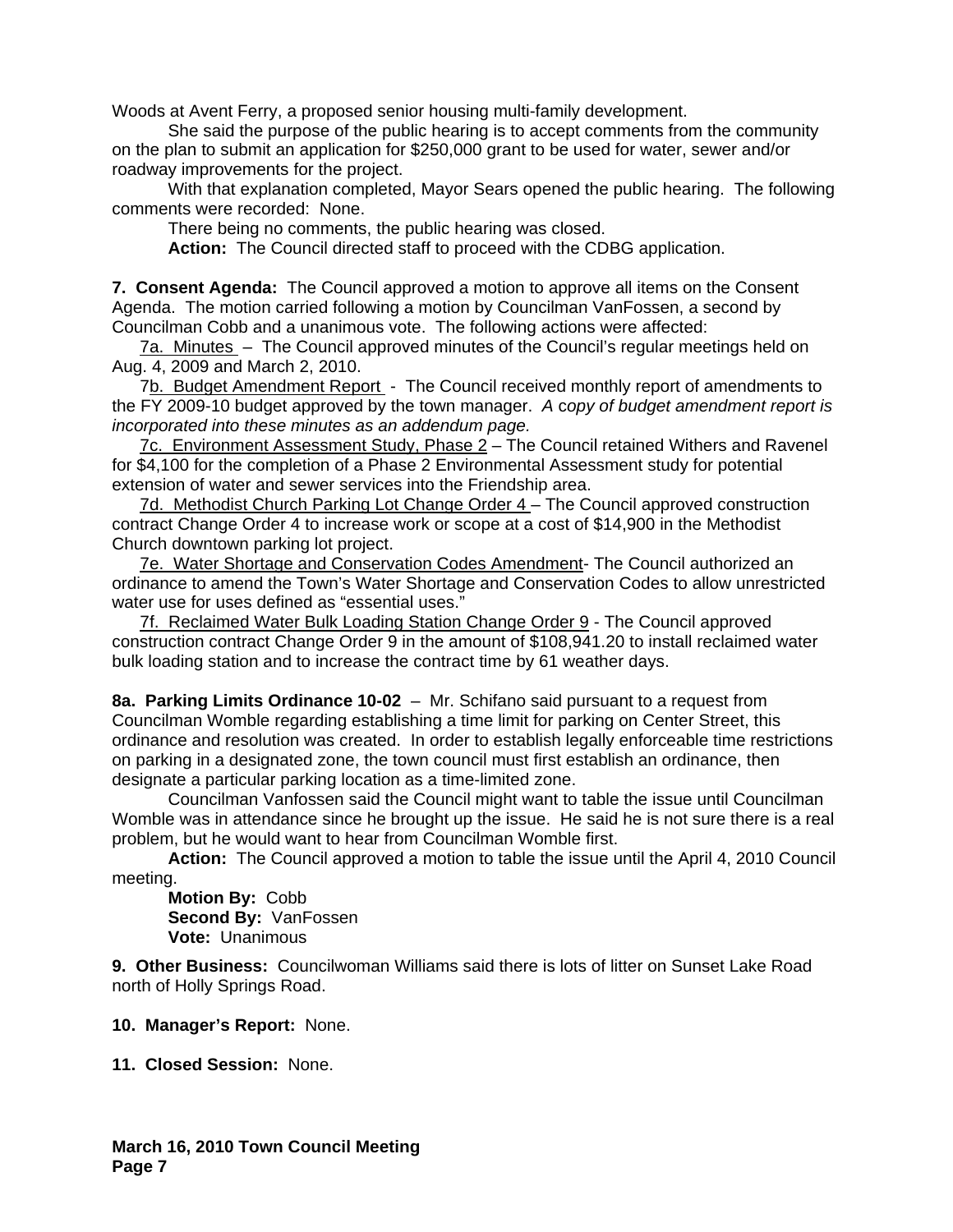Woods at Avent Ferry, a proposed senior housing multi-family development.

She said the purpose of the public hearing is to accept comments from the community on the plan to submit an application for $250,000 grant to be used for water, sewer and/or roadway improvements for the project.

With that explanation completed, Mayor Sears opened the public hearing. The following comments were recorded: None.

There being no comments, the public hearing was closed.

**Action:** The Council directed staff to proceed with the CDBG application.

**7. Consent Agenda:** The Council approved a motion to approve all items on the Consent Agenda. The motion carried following a motion by Councilman VanFossen, a second by Councilman Cobb and a unanimous vote. The following actions were affected:

7a. Minutes – The Council approved minutes of the Council's regular meetings held on Aug. 4, 2009 and March 2, 2010.

7b. Budget Amendment Report - The Council received monthly report of amendments to the FY 2009-10 budget approved by the town manager. *A copy of budget amendment report is incorporated into these minutes as an addendum page.*

7c. Environment Assessment Study, Phase 2 – The Council retained Withers and Ravenel for $4,100 for the completion of a Phase 2 Environmental Assessment study for potential extension of water and sewer services into the Friendship area.

7d. Methodist Church Parking Lot Change Order 4 – The Council approved construction contract Change Order 4 to increase work or scope at a cost of $14,900 in the Methodist Church downtown parking lot project.

7e. Water Shortage and Conservation Codes Amendment- The Council authorized an ordinance to amend the Town's Water Shortage and Conservation Codes to allow unrestricted water use for uses defined as "essential uses."

7f. Reclaimed Water Bulk Loading Station Change Order 9 - The Council approved construction contract Change Order 9 in the amount of $108,941.20 to install reclaimed water bulk loading station and to increase the contract time by 61 weather days.

**8a. Parking Limits Ordinance 10-02** – Mr. Schifano said pursuant to a request from Councilman Womble regarding establishing a time limit for parking on Center Street, this ordinance and resolution was created. In order to establish legally enforceable time restrictions on parking in a designated zone, the town council must first establish an ordinance, then designate a particular parking location as a time-limited zone.

Councilman Vanfossen said the Council might want to table the issue until Councilman Womble was in attendance since he brought up the issue. He said he is not sure there is a real problem, but he would want to hear from Councilman Womble first.

**Action:** The Council approved a motion to table the issue until the April 4, 2010 Council meeting.

**Motion By:** Cobb
**Second By:** VanFossen
**Vote:** Unanimous

**9. Other Business:** Councilwoman Williams said there is lots of litter on Sunset Lake Road north of Holly Springs Road.

**10. Manager's Report:** None.

**11. Closed Session:** None.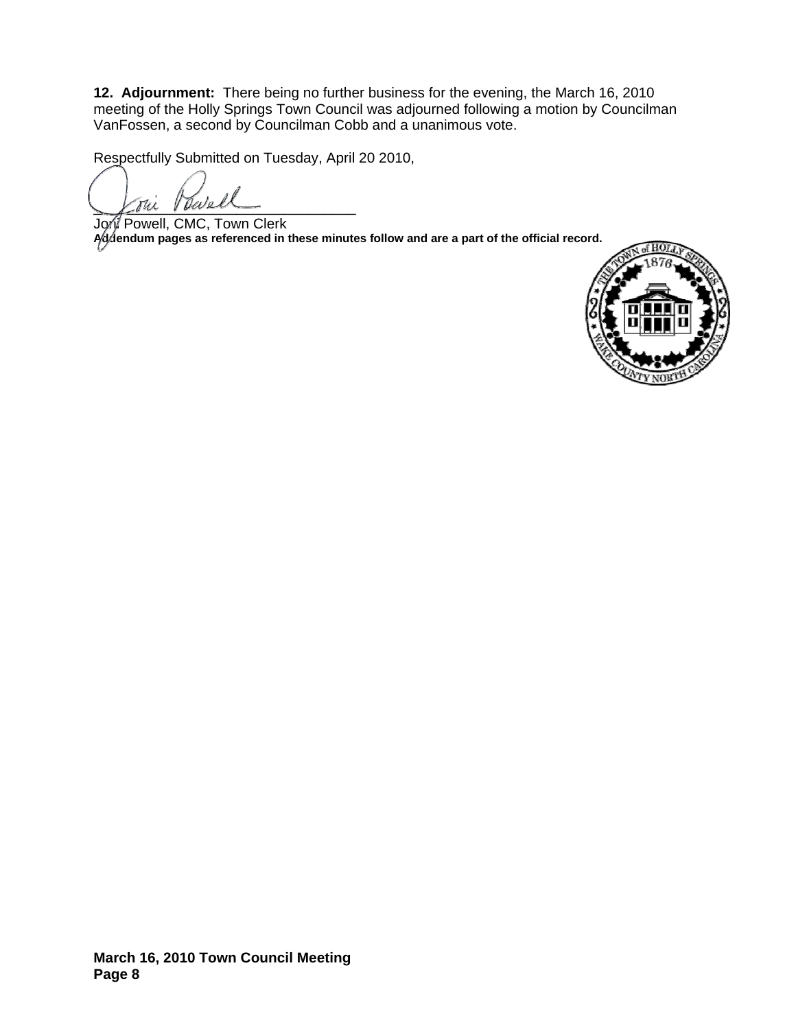**12. Adjournment:** There being no further business for the evening, the March 16, 2010 meeting of the Holly Springs Town Council was adjourned following a motion by Councilman VanFossen, a second by Councilman Cobb and a unanimous vote.

Respectfully Submitted on Tuesday, April 20 2010,

\_\_\_\_\_\_\_\_\_\_\_\_\_\_\_\_\_\_\_\_\_\_\_\_\_\_\_\_\_\_\_\_

Joni Powell, CMC, Town Clerk

**Addendum pages as referenced in these minutes follow and are a part of the official record.**